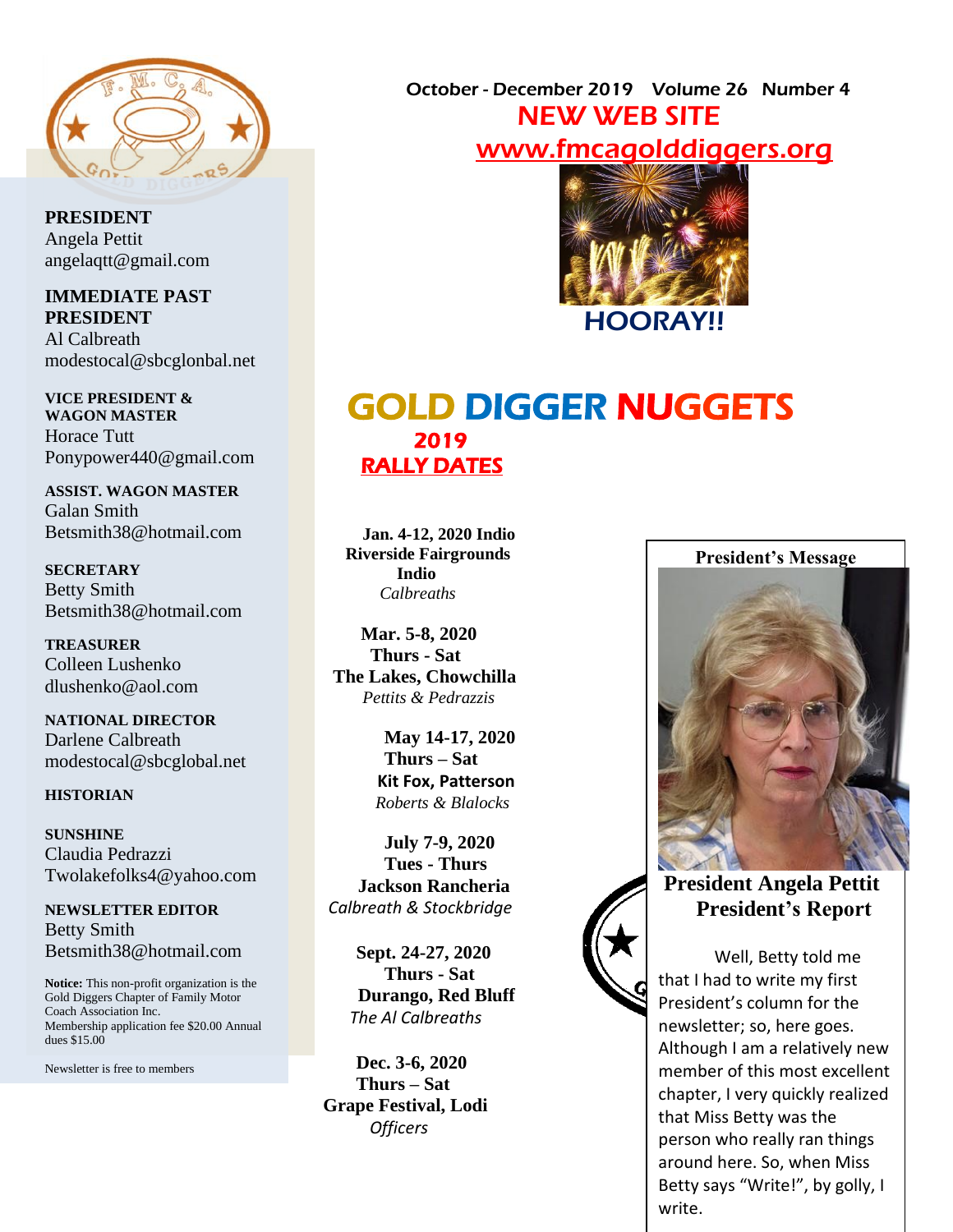October - December 2019 Volume 26 Number 4

## NEW WEB SITE

www.fmcagolddiggers.org

HOORAY!!

**PRESIDENT**
Angela Pettit
angelaqtt@gmail.com

**IMMEDIATE PAST PRESIDENT**
Al Calbreath
modestocal@sbcglonbal.net

**VICE PRESIDENT & WAGON MASTER**
Horace Tutt
Ponypower440@gmail.com

**ASSIST. WAGON MASTER**
Galan Smith
Betsmith38@hotmail.com

**SECRETARY**
Betty Smith
Betsmith38@hotmail.com

**TREASURER**
Colleen Lushenko
dlushenko@aol.com

**NATIONAL DIRECTOR**
Darlene Calbreath
modestocal@sbcglobal.net

**HISTORIAN**

**SUNSHINE**
Claudia Pedrazzi
Twolakefolks4@yahoo.com

**NEWSLETTER EDITOR**
Betty Smith
Betsmith38@hotmail.com

**Notice:** This non-profit organization is the Gold Diggers Chapter of Family Motor Coach Association Inc.
Membership application fee $20.00 Annual dues $15.00

Newsletter is free to members

# GOLD DIGGER NUGGETS

## 2019 RALLY DATES

**Jan. 4-12, 2020 Indio**
**Riverside Fairgrounds**
**Indio**
*Calbreaths*

**Mar. 5-8, 2020**
**Thurs - Sat**
**The Lakes, Chowchilla**
*Pettits & Pedrazzis*

**May 14-17, 2020**
**Thurs – Sat**
**Kit Fox, Patterson**
*Roberts & Blalocks*

**July 7-9, 2020**
**Tues - Thurs**
**Jackson Rancheria**
*Calbreath & Stockbridge*

**Sept. 24-27, 2020**
**Thurs - Sat**
**Durango, Red Bluff**
*The Al Calbreaths*

**Dec. 3-6, 2020**
**Thurs – Sat**
**Grape Festival, Lodi**
*Officers*

**President's Message**

**President Angela Pettit**
**President's Report**

Well, Betty told me that I had to write my first President's column for the newsletter; so, here goes. Although I am a relatively new member of this most excellent chapter, I very quickly realized that Miss Betty was the person who really ran things around here. So, when Miss Betty says "Write!", by golly, I write.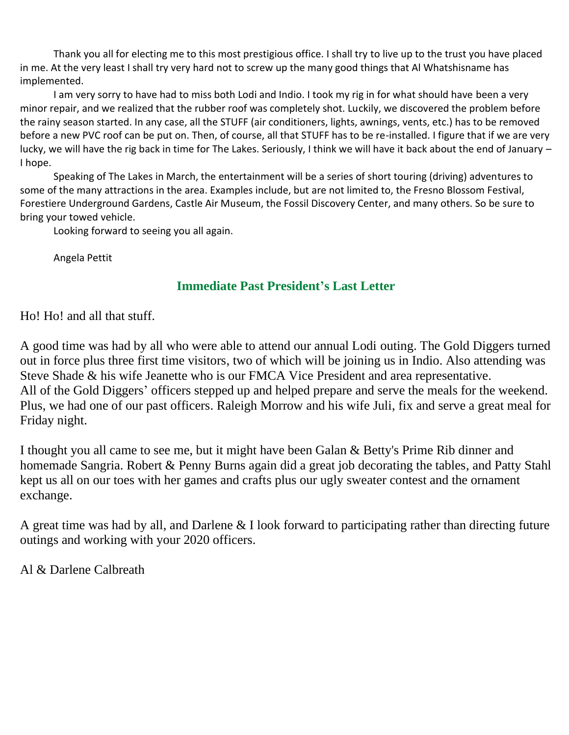Thank you all for electing me to this most prestigious office. I shall try to live up to the trust you have placed in me. At the very least I shall try very hard not to screw up the many good things that Al Whatshisname has implemented.

I am very sorry to have had to miss both Lodi and Indio. I took my rig in for what should have been a very minor repair, and we realized that the rubber roof was completely shot. Luckily, we discovered the problem before the rainy season started. In any case, all the STUFF (air conditioners, lights, awnings, vents, etc.) has to be removed before a new PVC roof can be put on. Then, of course, all that STUFF has to be re-installed. I figure that if we are very lucky, we will have the rig back in time for The Lakes. Seriously, I think we will have it back about the end of January – I hope.

Speaking of The Lakes in March, the entertainment will be a series of short touring (driving) adventures to some of the many attractions in the area. Examples include, but are not limited to, the Fresno Blossom Festival, Forestiere Underground Gardens, Castle Air Museum, the Fossil Discovery Center, and many others. So be sure to bring your towed vehicle.

Looking forward to seeing you all again.

Angela Pettit

## Immediate Past President's Last Letter

Ho! Ho! and all that stuff.

A good time was had by all who were able to attend our annual Lodi outing. The Gold Diggers turned out in force plus three first time visitors, two of which will be joining us in Indio. Also attending was Steve Shade & his wife Jeanette who is our FMCA Vice President and area representative.
All of the Gold Diggers' officers stepped up and helped prepare and serve the meals for the weekend. Plus, we had one of our past officers. Raleigh Morrow and his wife Juli, fix and serve a great meal for Friday night.

I thought you all came to see me, but it might have been Galan & Betty's Prime Rib dinner and homemade Sangria. Robert & Penny Burns again did a great job decorating the tables, and Patty Stahl kept us all on our toes with her games and crafts plus our ugly sweater contest and the ornament exchange.

A great time was had by all, and Darlene & I look forward to participating rather than directing future outings and working with your 2020 officers.

Al & Darlene Calbreath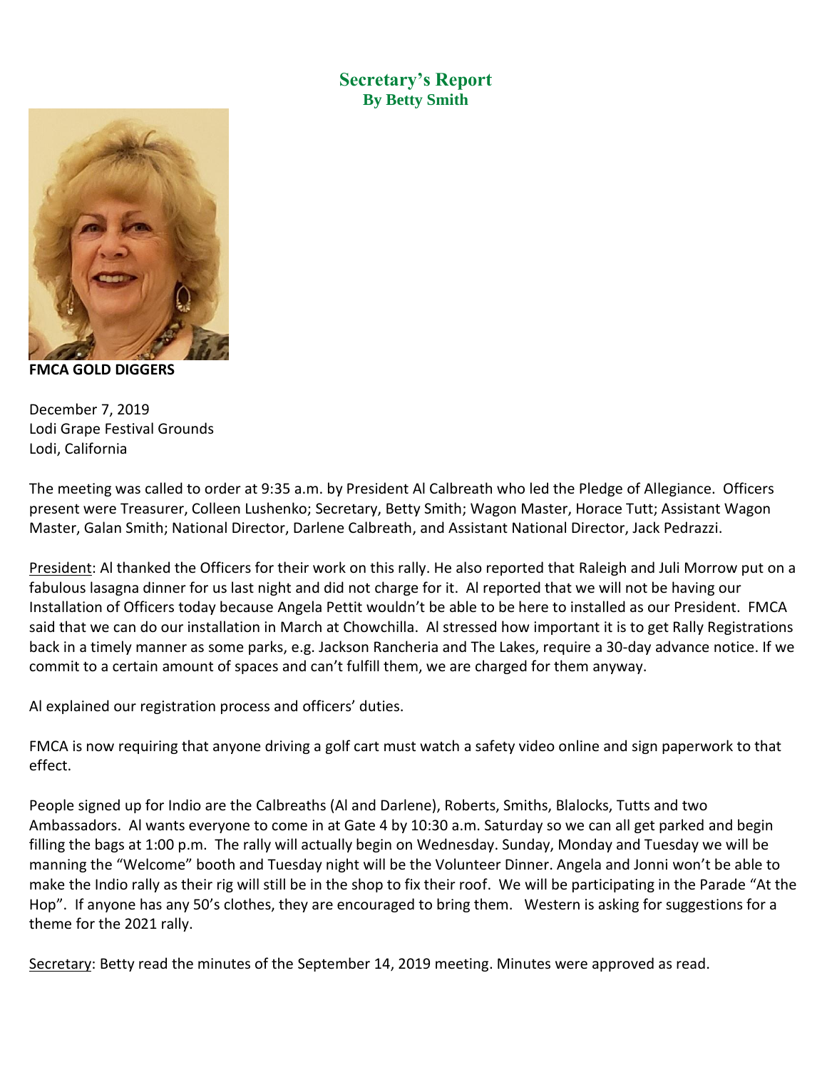## Secretary's Report
### By Betty Smith

**FMCA GOLD DIGGERS**

December 7, 2019
Lodi Grape Festival Grounds
Lodi, California

The meeting was called to order at 9:35 a.m. by President Al Calbreath who led the Pledge of Allegiance. Officers present were Treasurer, Colleen Lushenko; Secretary, Betty Smith; Wagon Master, Horace Tutt; Assistant Wagon Master, Galan Smith; National Director, Darlene Calbreath, and Assistant National Director, Jack Pedrazzi.

<u>President</u>: Al thanked the Officers for their work on this rally. He also reported that Raleigh and Juli Morrow put on a fabulous lasagna dinner for us last night and did not charge for it. Al reported that we will not be having our Installation of Officers today because Angela Pettit wouldn't be able to be here to installed as our President. FMCA said that we can do our installation in March at Chowchilla. Al stressed how important it is to get Rally Registrations back in a timely manner as some parks, e.g. Jackson Rancheria and The Lakes, require a 30-day advance notice. If we commit to a certain amount of spaces and can't fulfill them, we are charged for them anyway.

Al explained our registration process and officers' duties.

FMCA is now requiring that anyone driving a golf cart must watch a safety video online and sign paperwork to that effect.

People signed up for Indio are the Calbreaths (Al and Darlene), Roberts, Smiths, Blalocks, Tutts and two Ambassadors. Al wants everyone to come in at Gate 4 by 10:30 a.m. Saturday so we can all get parked and begin filling the bags at 1:00 p.m. The rally will actually begin on Wednesday. Sunday, Monday and Tuesday we will be manning the "Welcome" booth and Tuesday night will be the Volunteer Dinner. Angela and Jonni won't be able to make the Indio rally as their rig will still be in the shop to fix their roof. We will be participating in the Parade "At the Hop". If anyone has any 50's clothes, they are encouraged to bring them. Western is asking for suggestions for a theme for the 2021 rally.

<u>Secretary</u>: Betty read the minutes of the September 14, 2019 meeting. Minutes were approved as read.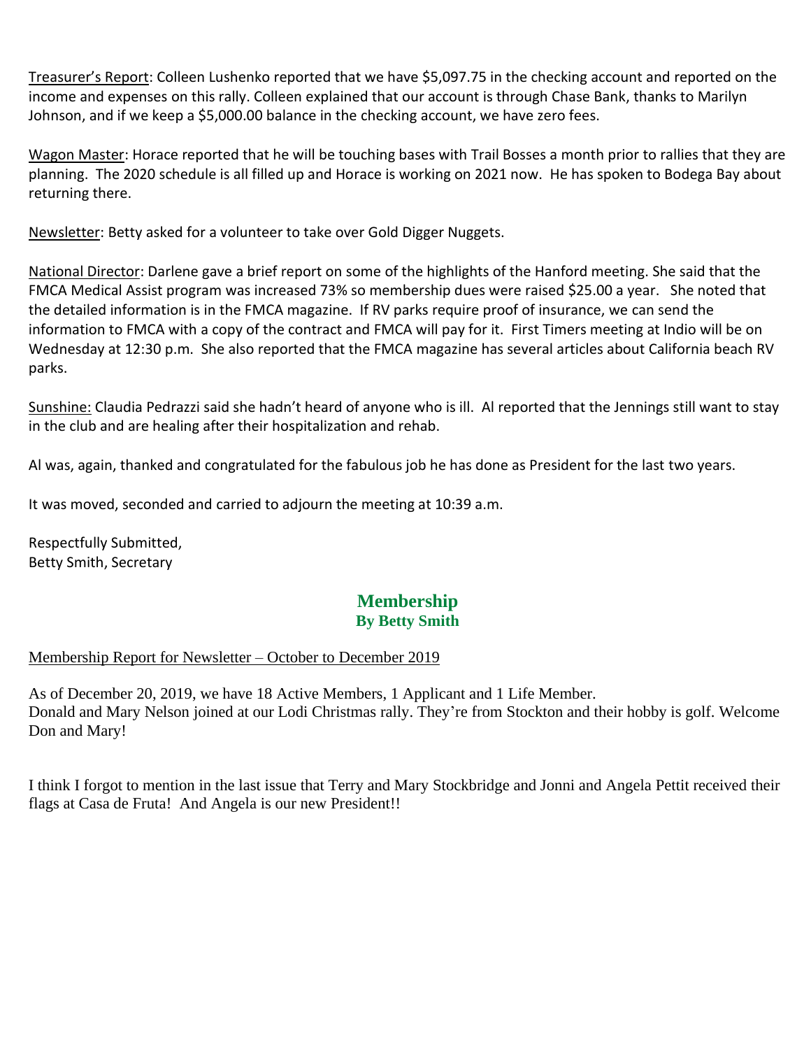Treasurer's Report: Colleen Lushenko reported that we have $5,097.75 in the checking account and reported on the income and expenses on this rally. Colleen explained that our account is through Chase Bank, thanks to Marilyn Johnson, and if we keep a $5,000.00 balance in the checking account, we have zero fees.

Wagon Master: Horace reported that he will be touching bases with Trail Bosses a month prior to rallies that they are planning. The 2020 schedule is all filled up and Horace is working on 2021 now. He has spoken to Bodega Bay about returning there.

Newsletter: Betty asked for a volunteer to take over Gold Digger Nuggets.

National Director: Darlene gave a brief report on some of the highlights of the Hanford meeting. She said that the FMCA Medical Assist program was increased 73% so membership dues were raised $25.00 a year. She noted that the detailed information is in the FMCA magazine. If RV parks require proof of insurance, we can send the information to FMCA with a copy of the contract and FMCA will pay for it. First Timers meeting at Indio will be on Wednesday at 12:30 p.m. She also reported that the FMCA magazine has several articles about California beach RV parks.

Sunshine: Claudia Pedrazzi said she hadn't heard of anyone who is ill. Al reported that the Jennings still want to stay in the club and are healing after their hospitalization and rehab.

Al was, again, thanked and congratulated for the fabulous job he has done as President for the last two years.

It was moved, seconded and carried to adjourn the meeting at 10:39 a.m.

Respectfully Submitted,
Betty Smith, Secretary

## Membership
**By Betty Smith**

Membership Report for Newsletter – October to December 2019

As of December 20, 2019, we have 18 Active Members, 1 Applicant and 1 Life Member.
Donald and Mary Nelson joined at our Lodi Christmas rally. They're from Stockton and their hobby is golf. Welcome Don and Mary!

I think I forgot to mention in the last issue that Terry and Mary Stockbridge and Jonni and Angela Pettit received their flags at Casa de Fruta! And Angela is our new President!!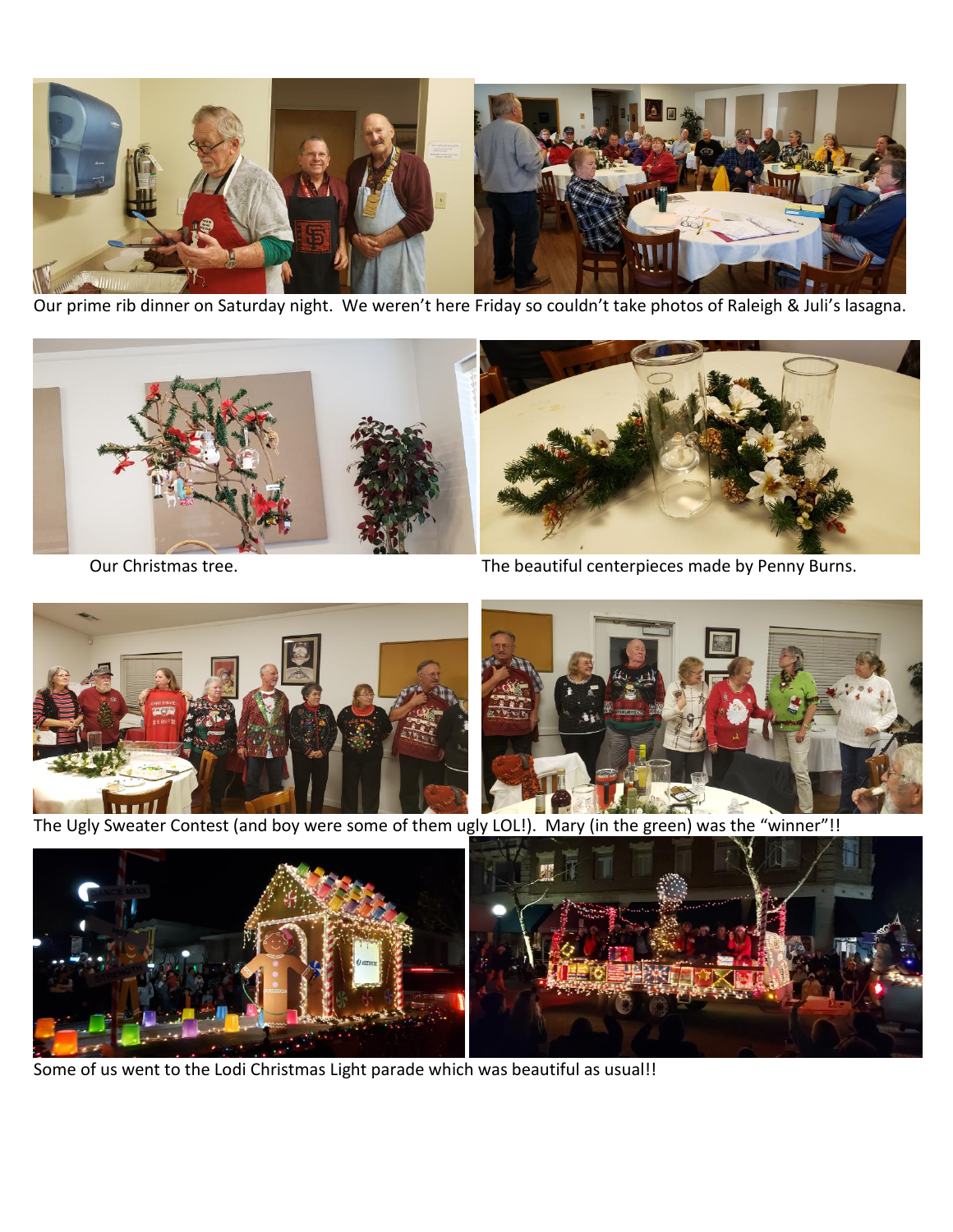Our prime rib dinner on Saturday night. We weren't here Friday so couldn't take photos of Raleigh & Juli's lasagna.

Our Christmas tree.

The beautiful centerpieces made by Penny Burns.

The Ugly Sweater Contest (and boy were some of them ugly LOL!). Mary (in the green) was the "winner"!!

Some of us went to the Lodi Christmas Light parade which was beautiful as usual!!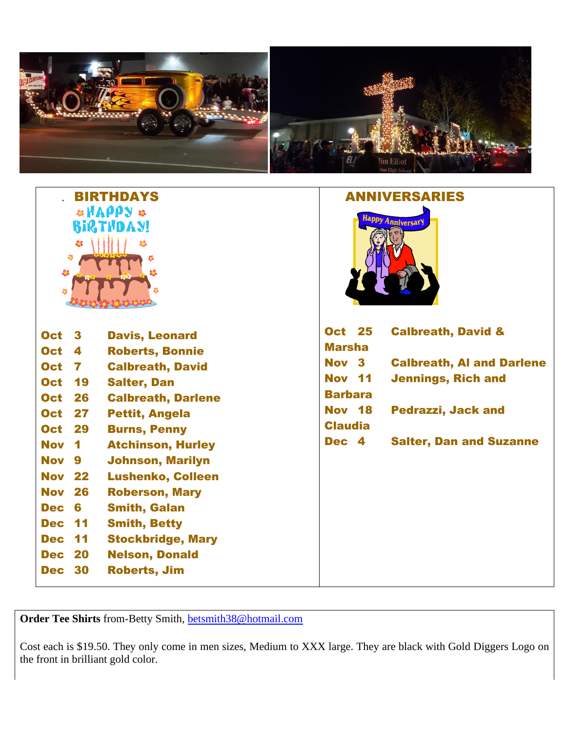## BIRTHDAYS

| | | |
|---|---|---|
| Oct | 3 | Davis, Leonard |
| Oct | 4 | Roberts, Bonnie |
| Oct | 7 | Calbreath, David |
| Oct | 19 | Salter, Dan |
| Oct | 26 | Calbreath, Darlene |
| Oct | 27 | Pettit, Angela |
| Oct | 29 | Burns, Penny |
| Nov | 1 | Atchinson, Hurley |
| Nov | 9 | Johnson, Marilyn |
| Nov | 22 | Lushenko, Colleen |
| Nov | 26 | Roberson, Mary |
| Dec | 6 | Smith, Galan |
| Dec | 11 | Smith, Betty |
| Dec | 11 | Stockbridge, Mary |
| Dec | 20 | Nelson, Donald |
| Dec | 30 | Roberts, Jim |

## ANNIVERSARIES

| | | |
|---|---|---|
| Oct | 25 | Calbreath, David & Marsha |
| Nov | 3 | Calbreath, Al and Darlene |
| Nov | 11 | Jennings, Rich and Barbara |
| Nov | 18 | Pedrazzi, Jack and Claudia |
| Dec | 4 | Salter, Dan and Suzanne |

**Order Tee Shirts** from-Betty Smith, betsmith38@hotmail.com

Cost each is $19.50. They only come in men sizes, Medium to XXX large. They are black with Gold Diggers Logo on the front in brilliant gold color.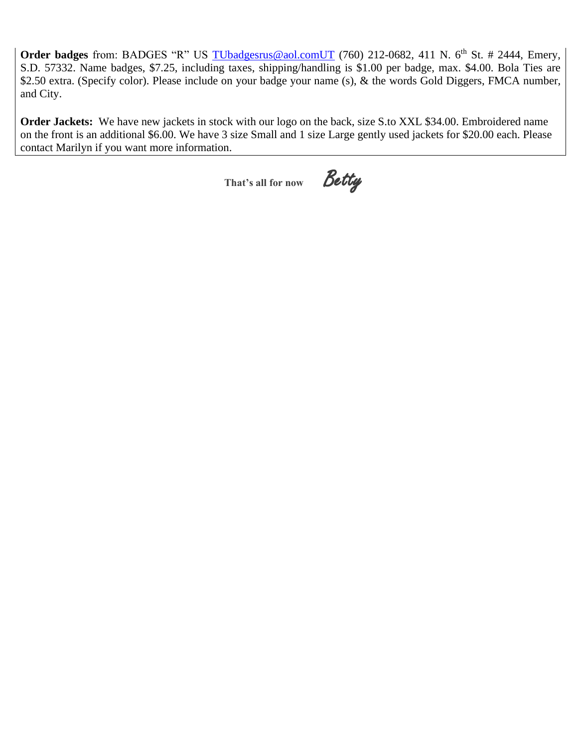**Order badges** from: BADGES "R" US TUbadgesrus@aol.comUT (760) 212-0682, 411 N. 6th St. # 2444, Emery, S.D. 57332. Name badges, $7.25, including taxes, shipping/handling is $1.00 per badge, max. $4.00. Bola Ties are $2.50 extra. (Specify color). Please include on your badge your name (s), & the words Gold Diggers, FMCA number, and City.

**Order Jackets:** We have new jackets in stock with our logo on the back, size S.to XXL $34.00. Embroidered name on the front is an additional $6.00. We have 3 size Small and 1 size Large gently used jackets for $20.00 each. Please contact Marilyn if you want more information.

**That's all for now** *Betty*